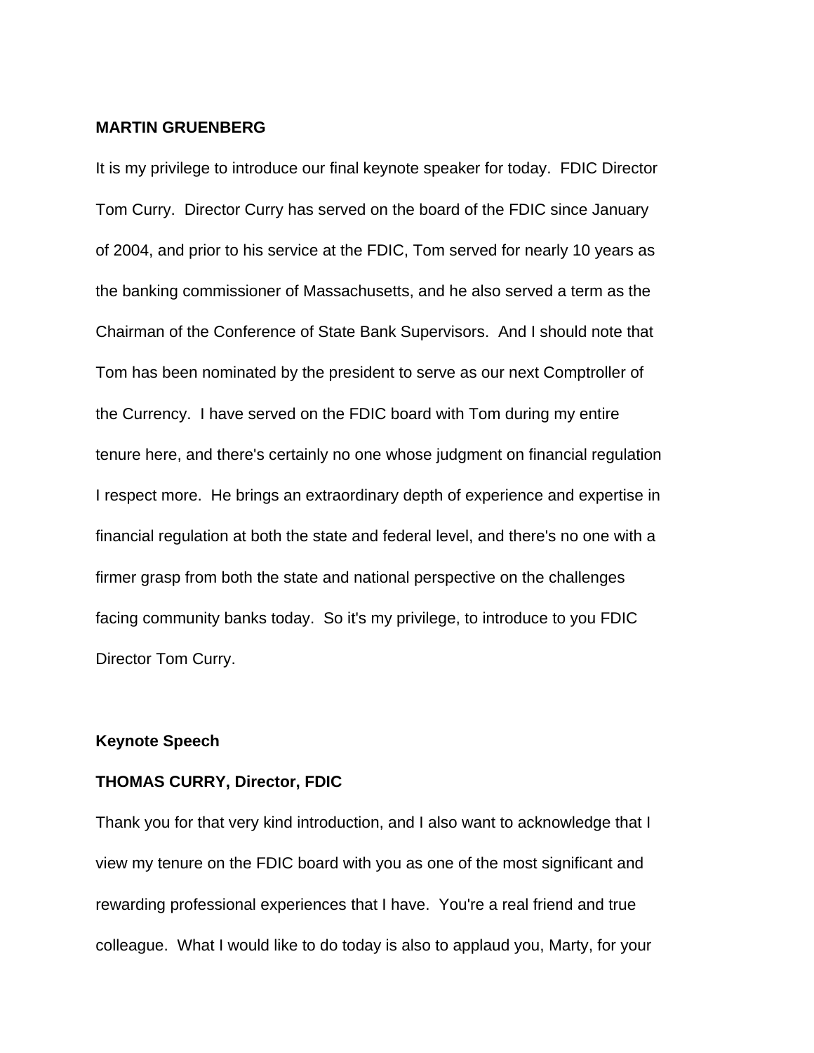**MARTIN GRUENBERG**

It is my privilege to introduce our final keynote speaker for today. FDIC Director Tom Curry. Director Curry has served on the board of the FDIC since January of 2004, and prior to his service at the FDIC, Tom served for nearly 10 years as the banking commissioner of Massachusetts, and he also served a term as the Chairman of the Conference of State Bank Supervisors. And I should note that Tom has been nominated by the president to serve as our next Comptroller of the Currency. I have served on the FDIC board with Tom during my entire tenure here, and there's certainly no one whose judgment on financial regulation I respect more. He brings an extraordinary depth of experience and expertise in financial regulation at both the state and federal level, and there's no one with a firmer grasp from both the state and national perspective on the challenges facing community banks today. So it's my privilege, to introduce to you FDIC Director Tom Curry.

**Keynote Speech**

**THOMAS CURRY, Director, FDIC**

Thank you for that very kind introduction, and I also want to acknowledge that I view my tenure on the FDIC board with you as one of the most significant and rewarding professional experiences that I have. You're a real friend and true colleague. What I would like to do today is also to applaud you, Marty, for your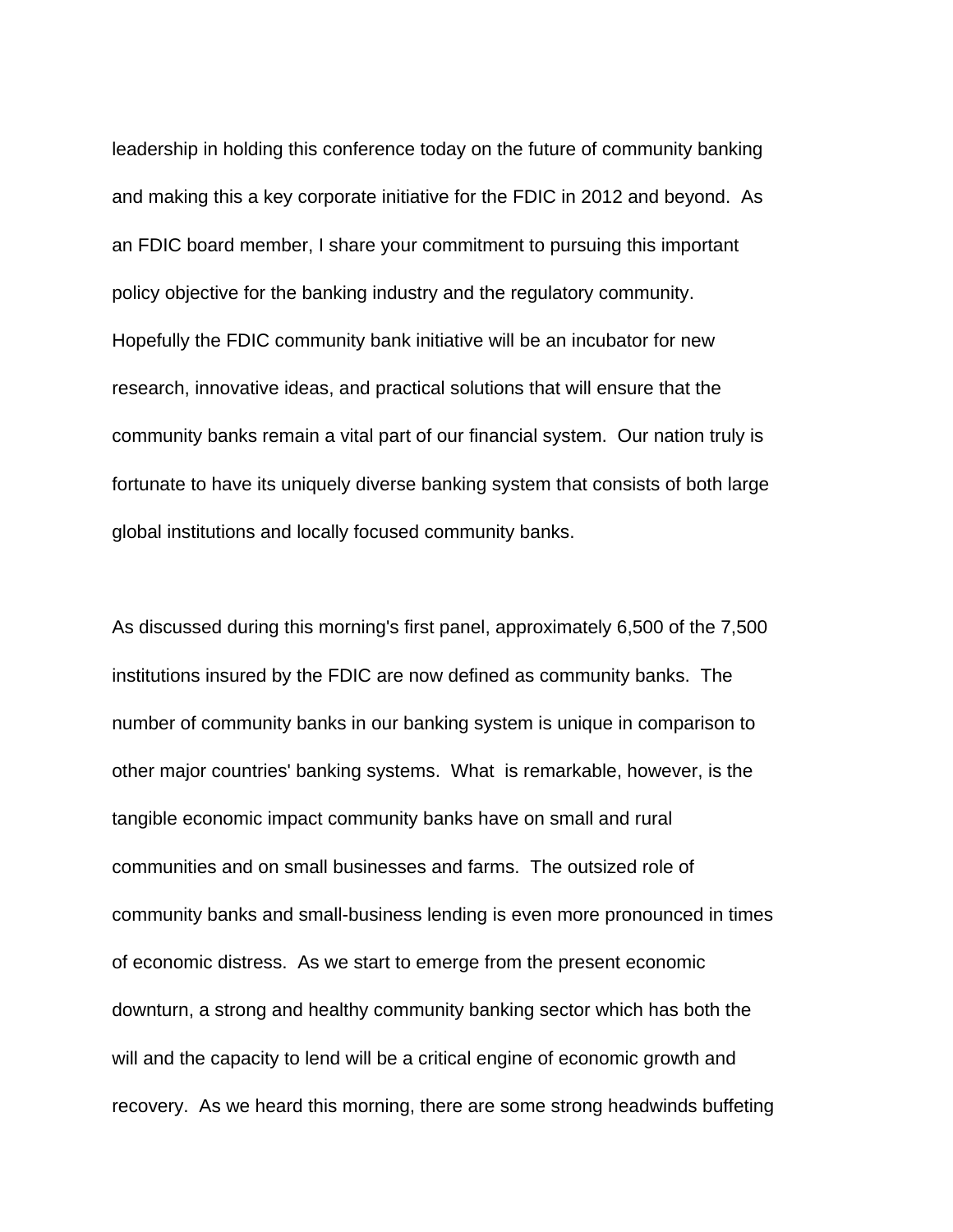leadership in holding this conference today on the future of community banking and making this a key corporate initiative for the FDIC in 2012 and beyond. As an FDIC board member, I share your commitment to pursuing this important policy objective for the banking industry and the regulatory community. Hopefully the FDIC community bank initiative will be an incubator for new research, innovative ideas, and practical solutions that will ensure that the community banks remain a vital part of our financial system. Our nation truly is fortunate to have its uniquely diverse banking system that consists of both large global institutions and locally focused community banks.

As discussed during this morning's first panel, approximately 6,500 of the 7,500 institutions insured by the FDIC are now defined as community banks. The number of community banks in our banking system is unique in comparison to other major countries' banking systems. What is remarkable, however, is the tangible economic impact community banks have on small and rural communities and on small businesses and farms. The outsized role of community banks and small-business lending is even more pronounced in times of economic distress. As we start to emerge from the present economic downturn, a strong and healthy community banking sector which has both the will and the capacity to lend will be a critical engine of economic growth and recovery. As we heard this morning, there are some strong headwinds buffeting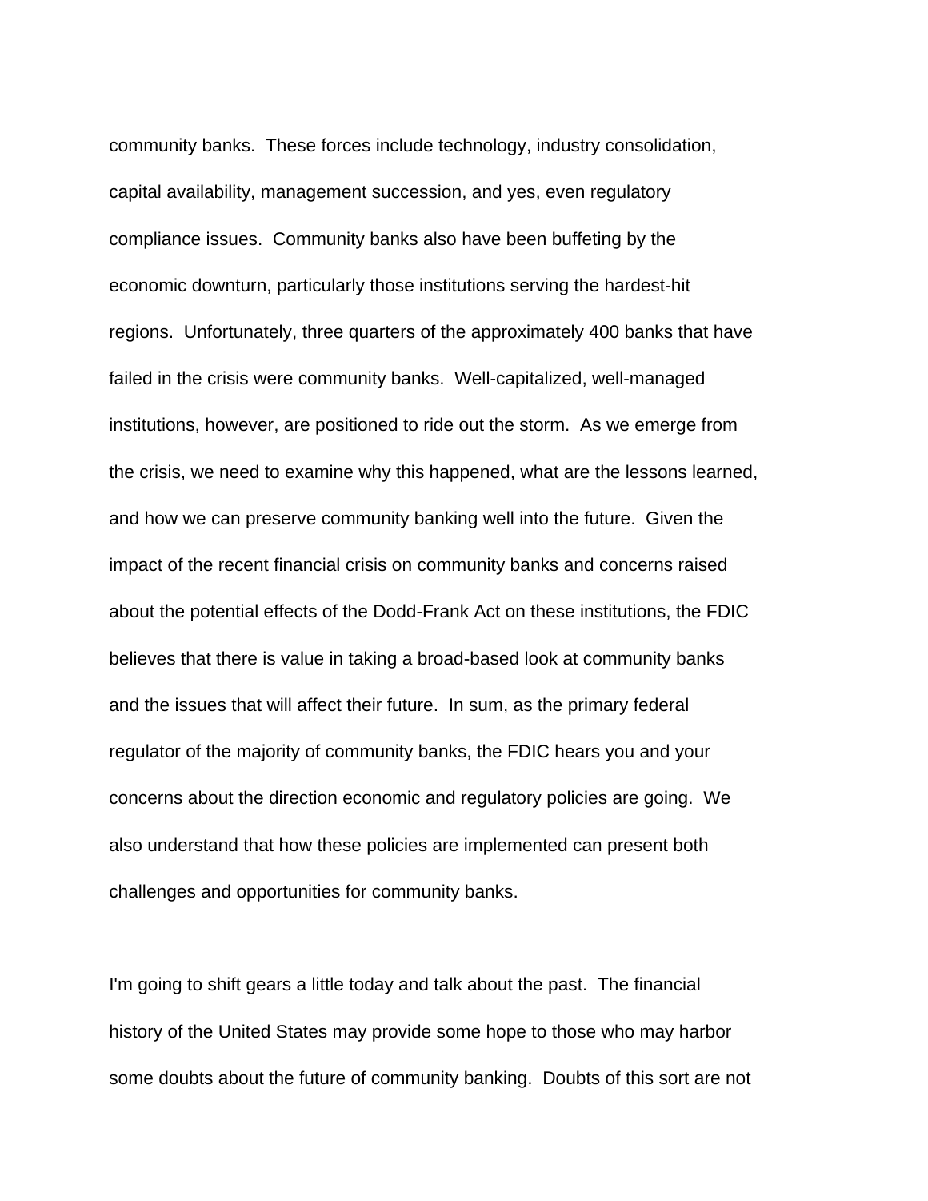community banks. These forces include technology, industry consolidation, capital availability, management succession, and yes, even regulatory compliance issues. Community banks also have been buffeting by the economic downturn, particularly those institutions serving the hardest-hit regions. Unfortunately, three quarters of the approximately 400 banks that have failed in the crisis were community banks. Well-capitalized, well-managed institutions, however, are positioned to ride out the storm. As we emerge from the crisis, we need to examine why this happened, what are the lessons learned, and how we can preserve community banking well into the future. Given the impact of the recent financial crisis on community banks and concerns raised about the potential effects of the Dodd-Frank Act on these institutions, the FDIC believes that there is value in taking a broad-based look at community banks and the issues that will affect their future. In sum, as the primary federal regulator of the majority of community banks, the FDIC hears you and your concerns about the direction economic and regulatory policies are going. We also understand that how these policies are implemented can present both challenges and opportunities for community banks.

I'm going to shift gears a little today and talk about the past. The financial history of the United States may provide some hope to those who may harbor some doubts about the future of community banking. Doubts of this sort are not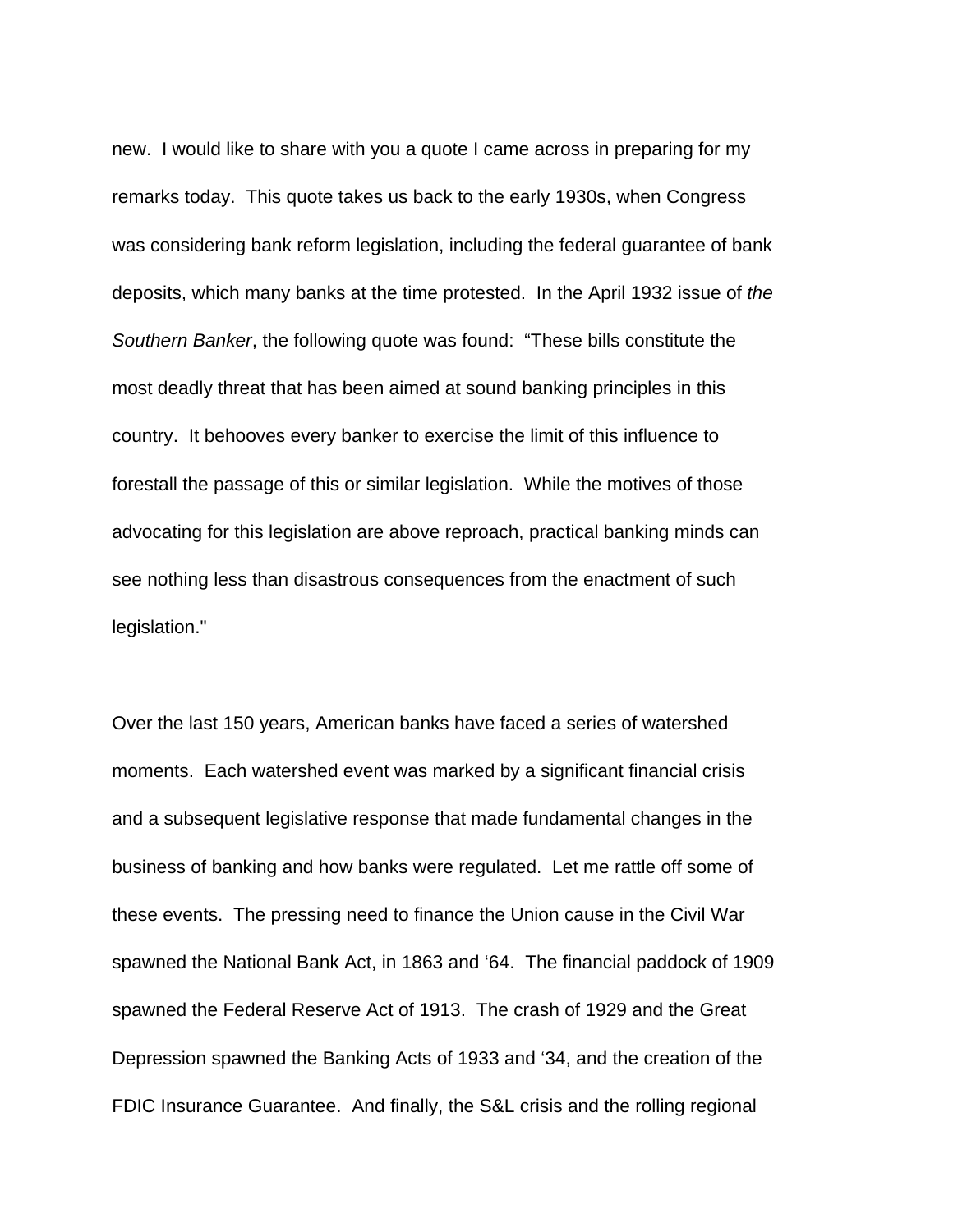new. I would like to share with you a quote I came across in preparing for my remarks today. This quote takes us back to the early 1930s, when Congress was considering bank reform legislation, including the federal guarantee of bank deposits, which many banks at the time protested. In the April 1932 issue of *the Southern Banker*, the following quote was found: "These bills constitute the most deadly threat that has been aimed at sound banking principles in this country. It behooves every banker to exercise the limit of this influence to forestall the passage of this or similar legislation. While the motives of those advocating for this legislation are above reproach, practical banking minds can see nothing less than disastrous consequences from the enactment of such legislation."

Over the last 150 years, American banks have faced a series of watershed moments. Each watershed event was marked by a significant financial crisis and a subsequent legislative response that made fundamental changes in the business of banking and how banks were regulated. Let me rattle off some of these events. The pressing need to finance the Union cause in the Civil War spawned the National Bank Act, in 1863 and '64. The financial paddock of 1909 spawned the Federal Reserve Act of 1913. The crash of 1929 and the Great Depression spawned the Banking Acts of 1933 and '34, and the creation of the FDIC Insurance Guarantee. And finally, the S&L crisis and the rolling regional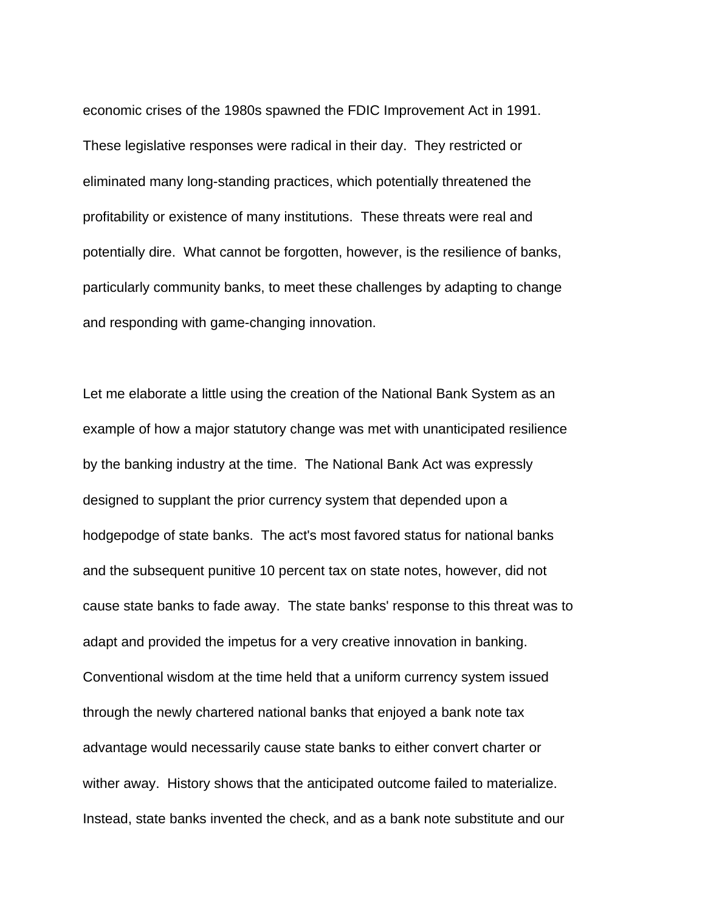economic crises of the 1980s spawned the FDIC Improvement Act in 1991. These legislative responses were radical in their day. They restricted or eliminated many long-standing practices, which potentially threatened the profitability or existence of many institutions. These threats were real and potentially dire. What cannot be forgotten, however, is the resilience of banks, particularly community banks, to meet these challenges by adapting to change and responding with game-changing innovation.

Let me elaborate a little using the creation of the National Bank System as an example of how a major statutory change was met with unanticipated resilience by the banking industry at the time. The National Bank Act was expressly designed to supplant the prior currency system that depended upon a hodgepodge of state banks. The act's most favored status for national banks and the subsequent punitive 10 percent tax on state notes, however, did not cause state banks to fade away. The state banks' response to this threat was to adapt and provided the impetus for a very creative innovation in banking. Conventional wisdom at the time held that a uniform currency system issued through the newly chartered national banks that enjoyed a bank note tax advantage would necessarily cause state banks to either convert charter or wither away. History shows that the anticipated outcome failed to materialize. Instead, state banks invented the check, and as a bank note substitute and our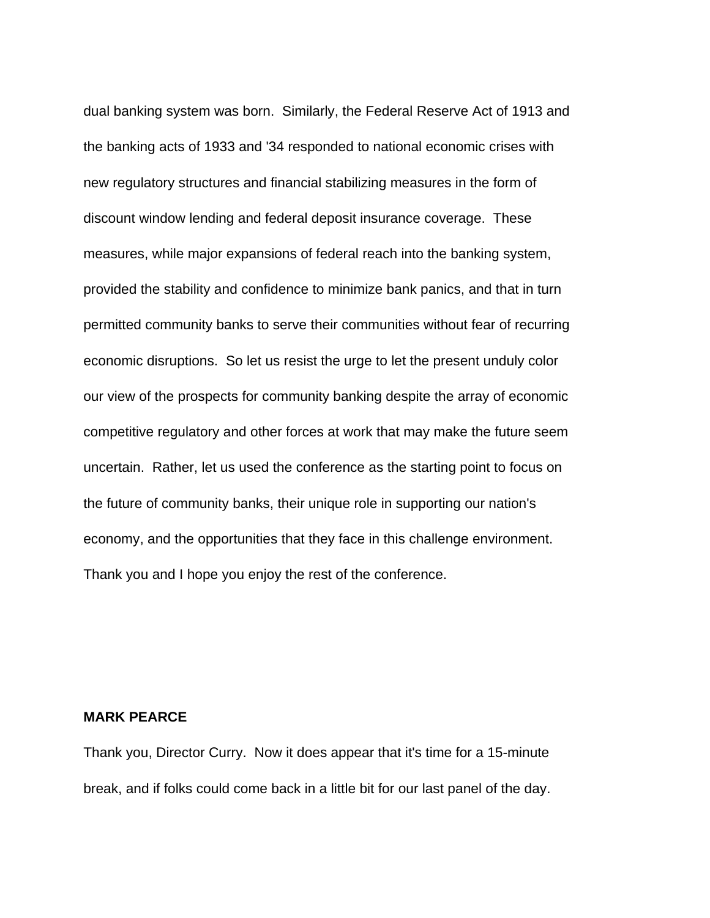dual banking system was born. Similarly, the Federal Reserve Act of 1913 and the banking acts of 1933 and '34 responded to national economic crises with new regulatory structures and financial stabilizing measures in the form of discount window lending and federal deposit insurance coverage. These measures, while major expansions of federal reach into the banking system, provided the stability and confidence to minimize bank panics, and that in turn permitted community banks to serve their communities without fear of recurring economic disruptions. So let us resist the urge to let the present unduly color our view of the prospects for community banking despite the array of economic competitive regulatory and other forces at work that may make the future seem uncertain. Rather, let us used the conference as the starting point to focus on the future of community banks, their unique role in supporting our nation's economy, and the opportunities that they face in this challenge environment. Thank you and I hope you enjoy the rest of the conference.

**MARK PEARCE**

Thank you, Director Curry. Now it does appear that it's time for a 15-minute break, and if folks could come back in a little bit for our last panel of the day.